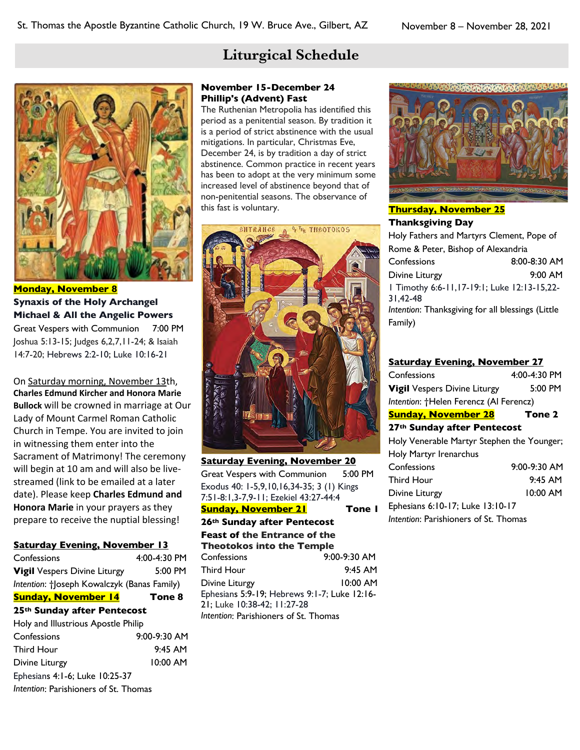# Liturgical Schedule

**Monday, November 8**

**Synaxis of the Holy Archangel Michael & All the Angelic Powers**

Great Vespers with Communion 7:00 PM

Joshua 5:13-15; Judges 6,2,7,11-24; & Isaiah 14:7-20; Hebrews 2:2-10; Luke 10:16-21

On Saturday morning, November 13th, **Charles Edmund Kircher and Honora Marie Bullock** will be crowned in marriage at Our Lady of Mount Carmel Roman Catholic Church in Tempe. You are invited to join in witnessing them enter into the Sacrament of Matrimony! The ceremony will begin at 10 am and will also be live-streamed (link to be emailed at a later date). Please keep **Charles Edmund and Honora Marie** in your prayers as they prepare to receive the nuptial blessing!

**Saturday Evening, November 13**

Confessions 4:00-4:30 PM

**Vigil** Vespers Divine Liturgy 5:00 PM

*Intention*: †Joseph Kowalczyk (Banas Family)

**Sunday, November 14** **Tone 8**

**25th Sunday after Pentecost**

Holy and Illustrious Apostle Philip

Confessions 9:00-9:30 AM

Third Hour 9:45 AM

Divine Liturgy 10:00 AM

Ephesians 4:1-6; Luke 10:25-37

*Intention*: Parishioners of St. Thomas

**November 15-December 24**
**Phillip's (Advent) Fast**

The Ruthenian Metropolia has identified this period as a penitential season. By tradition it is a period of strict abstinence with the usual mitigations. In particular, Christmas Eve, December 24, is by tradition a day of strict abstinence. Common practice in recent years has been to adopt at the very minimum some increased level of abstinence beyond that of non-penitential seasons. The observance of this fast is voluntary.

**Saturday Evening, November 20**

Great Vespers with Communion 5:00 PM

Exodus 40: 1-5,9,10,16,34-35; 3 (1) Kings 7:51-8:1,3-7,9-11; Ezekiel 43:27-44:4

**Sunday, November 21** **Tone 1**

**26th Sunday after Pentecost**

**Feast of the Entrance of the Theotokos into the Temple**

Confessions 9:00-9:30 AM

Third Hour 9:45 AM

Divine Liturgy 10:00 AM

Ephesians 5:9-19; Hebrews 9:1-7; Luke 12:16-21; Luke 10:38-42; 11:27-28

*Intention*: Parishioners of St. Thomas

**Thursday, November 25**

**Thanksgiving Day**

Holy Fathers and Martyrs Clement, Pope of Rome & Peter, Bishop of Alexandria

Confessions 8:00-8:30 AM

Divine Liturgy 9:00 AM

1 Timothy 6:6-11,17-19:1; Luke 12:13-15,22-31,42-48

*Intention*: Thanksgiving for all blessings (Little Family)

**Saturday Evening, November 27**

Confessions 4:00-4:30 PM

**Vigil** Vespers Divine Liturgy 5:00 PM

*Intention*: †Helen Ferencz (Al Ferencz)

**Sunday, November 28** **Tone 2**

**27th Sunday after Pentecost**

Holy Venerable Martyr Stephen the Younger; Holy Martyr Irenarchus

Confessions 9:00-9:30 AM

Third Hour 9:45 AM

Divine Liturgy 10:00 AM

Ephesians 6:10-17; Luke 13:10-17

*Intention*: Parishioners of St. Thomas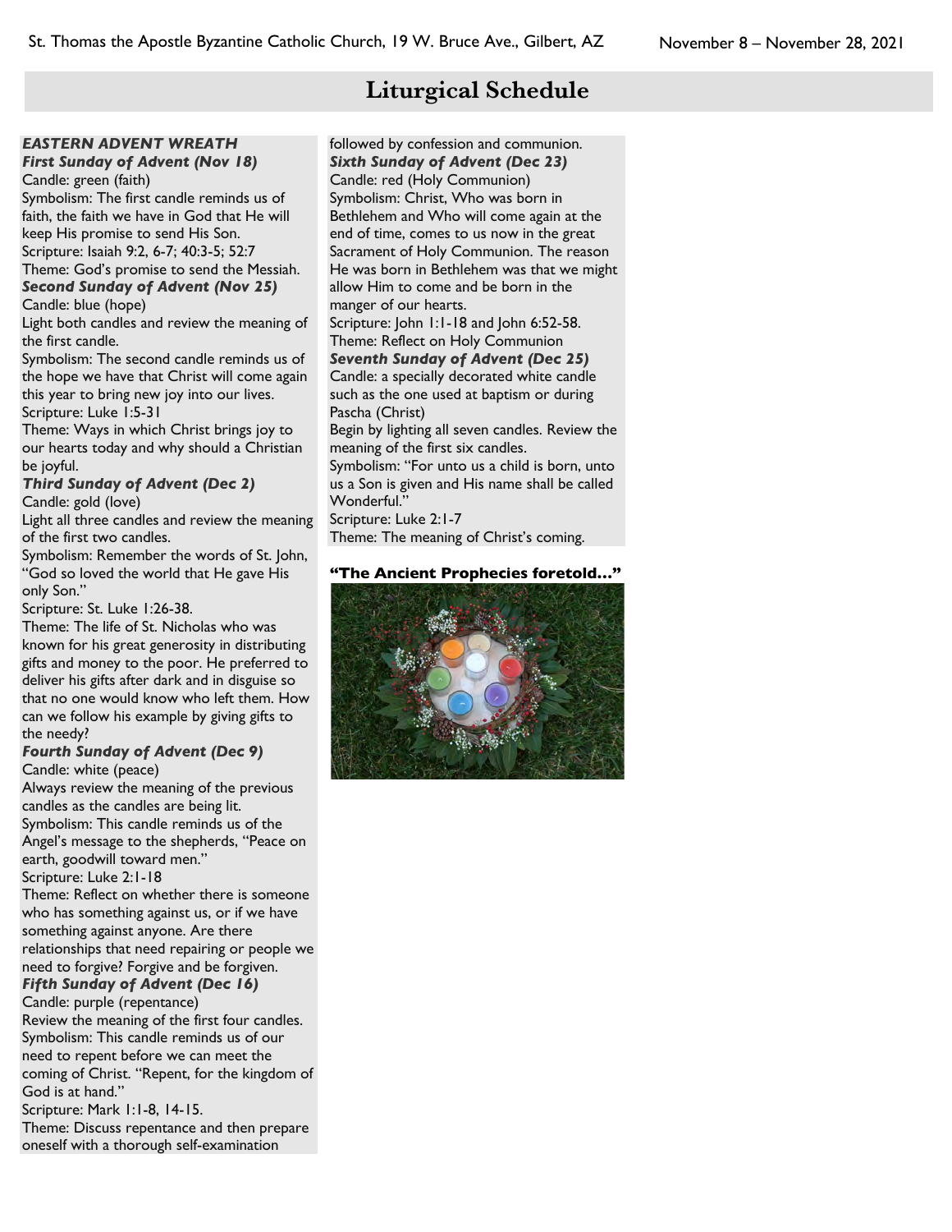## Liturgical Schedule

***EASTERN ADVENT WREATH***

***First Sunday of Advent (Nov 18)***

Candle: green (faith)

Symbolism: The first candle reminds us of faith, the faith we have in God that He will keep His promise to send His Son.

Scripture: Isaiah 9:2, 6-7; 40:3-5; 52:7

Theme: God's promise to send the Messiah.

***Second Sunday of Advent (Nov 25)***

Candle: blue (hope)

Light both candles and review the meaning of the first candle.

Symbolism: The second candle reminds us of the hope we have that Christ will come again this year to bring new joy into our lives.

Scripture: Luke 1:5-31

Theme: Ways in which Christ brings joy to our hearts today and why should a Christian be joyful.

***Third Sunday of Advent (Dec 2)***

Candle: gold (love)

Light all three candles and review the meaning of the first two candles.

Symbolism: Remember the words of St. John, "God so loved the world that He gave His only Son."

Scripture: St. Luke 1:26-38.

Theme: The life of St. Nicholas who was known for his great generosity in distributing gifts and money to the poor. He preferred to deliver his gifts after dark and in disguise so that no one would know who left them. How can we follow his example by giving gifts to the needy?

***Fourth Sunday of Advent (Dec 9)***

Candle: white (peace)

Always review the meaning of the previous candles as the candles are being lit.

Symbolism: This candle reminds us of the Angel's message to the shepherds, "Peace on earth, goodwill toward men."

Scripture: Luke 2:1-18

Theme: Reflect on whether there is someone who has something against us, or if we have something against anyone. Are there relationships that need repairing or people we need to forgive? Forgive and be forgiven.

***Fifth Sunday of Advent (Dec 16)***

Candle: purple (repentance)

Review the meaning of the first four candles.

Symbolism: This candle reminds us of our need to repent before we can meet the coming of Christ. "Repent, for the kingdom of God is at hand."

Scripture: Mark 1:1-8, 14-15.

Theme: Discuss repentance and then prepare oneself with a thorough self-examination followed by confession and communion.

***Sixth Sunday of Advent (Dec 23)***

Candle: red (Holy Communion)

Symbolism: Christ, Who was born in Bethlehem and Who will come again at the end of time, comes to us now in the great Sacrament of Holy Communion. The reason He was born in Bethlehem was that we might allow Him to come and be born in the manger of our hearts.

Scripture: John 1:1-18 and John 6:52-58.

Theme: Reflect on Holy Communion

***Seventh Sunday of Advent (Dec 25)***

Candle: a specially decorated white candle such as the one used at baptism or during Pascha (Christ)

Begin by lighting all seven candles. Review the meaning of the first six candles.

Symbolism: "For unto us a child is born, unto us a Son is given and His name shall be called Wonderful."

Scripture: Luke 2:1-7

Theme: The meaning of Christ's coming.

**"The Ancient Prophecies foretold…"**